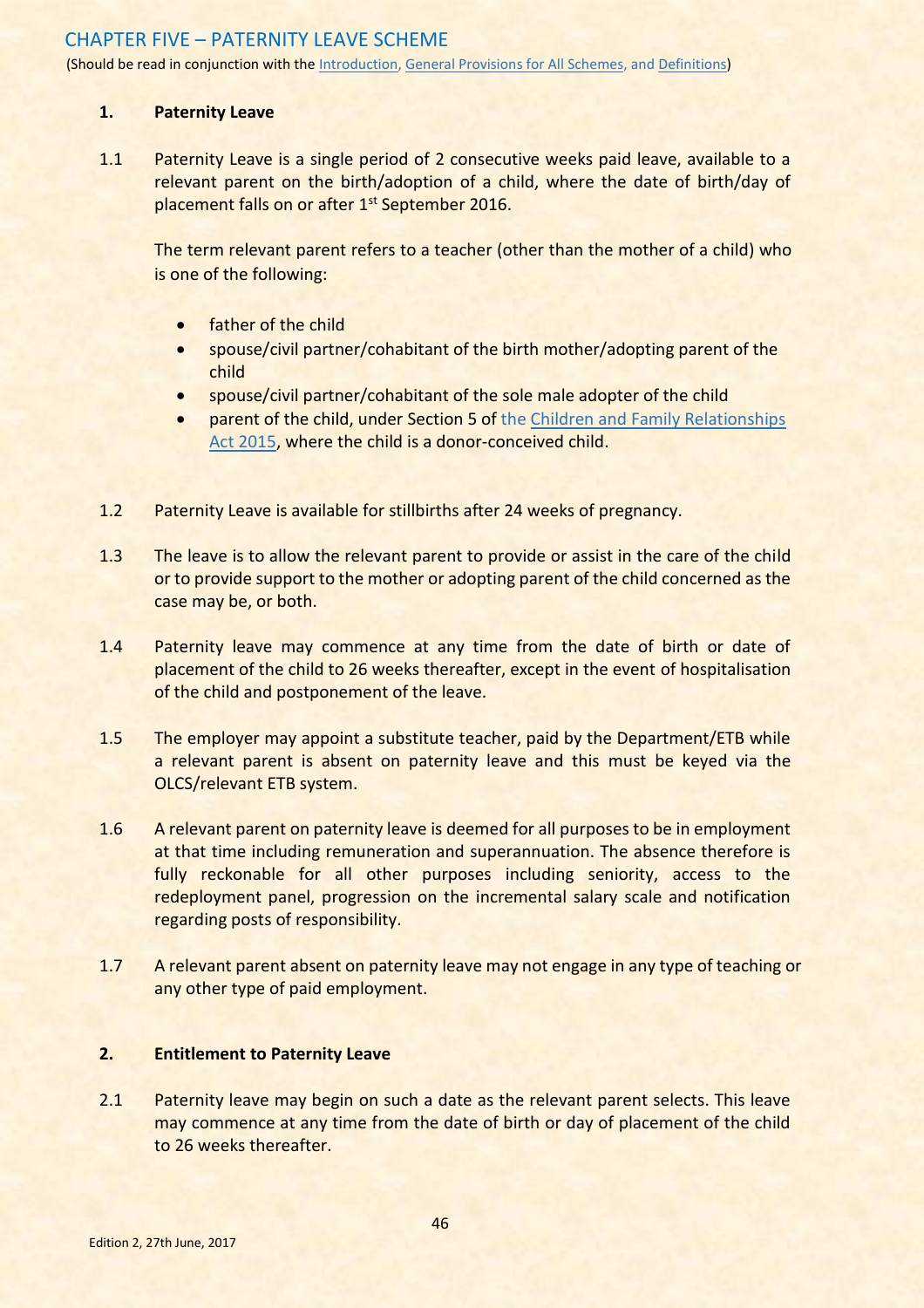# CHAPTER FIVE – PATERNITY LEAVE SCHEME

(Should be read in conjunction with the Introduction, General Provisions for All Schemes, and Definitions)

## 1. Paternity Leave

1.1 Paternity Leave is a single period of 2 consecutive weeks paid leave, available to a relevant parent on the birth/adoption of a child, where the date of birth/day of placement falls on or after 1st September 2016.

The term relevant parent refers to a teacher (other than the mother of a child) who is one of the following:

- father of the child
- spouse/civil partner/cohabitant of the birth mother/adopting parent of the child
- spouse/civil partner/cohabitant of the sole male adopter of the child
- parent of the child, under Section 5 of the Children and Family Relationships Act 2015, where the child is a donor-conceived child.

1.2 Paternity Leave is available for stillbirths after 24 weeks of pregnancy.

1.3 The leave is to allow the relevant parent to provide or assist in the care of the child or to provide support to the mother or adopting parent of the child concerned as the case may be, or both.

1.4 Paternity leave may commence at any time from the date of birth or date of placement of the child to 26 weeks thereafter, except in the event of hospitalisation of the child and postponement of the leave.

1.5 The employer may appoint a substitute teacher, paid by the Department/ETB while a relevant parent is absent on paternity leave and this must be keyed via the OLCS/relevant ETB system.

1.6 A relevant parent on paternity leave is deemed for all purposes to be in employment at that time including remuneration and superannuation. The absence therefore is fully reckonable for all other purposes including seniority, access to the redeployment panel, progression on the incremental salary scale and notification regarding posts of responsibility.

1.7 A relevant parent absent on paternity leave may not engage in any type of teaching or any other type of paid employment.

## 2. Entitlement to Paternity Leave

2.1 Paternity leave may begin on such a date as the relevant parent selects. This leave may commence at any time from the date of birth or day of placement of the child to 26 weeks thereafter.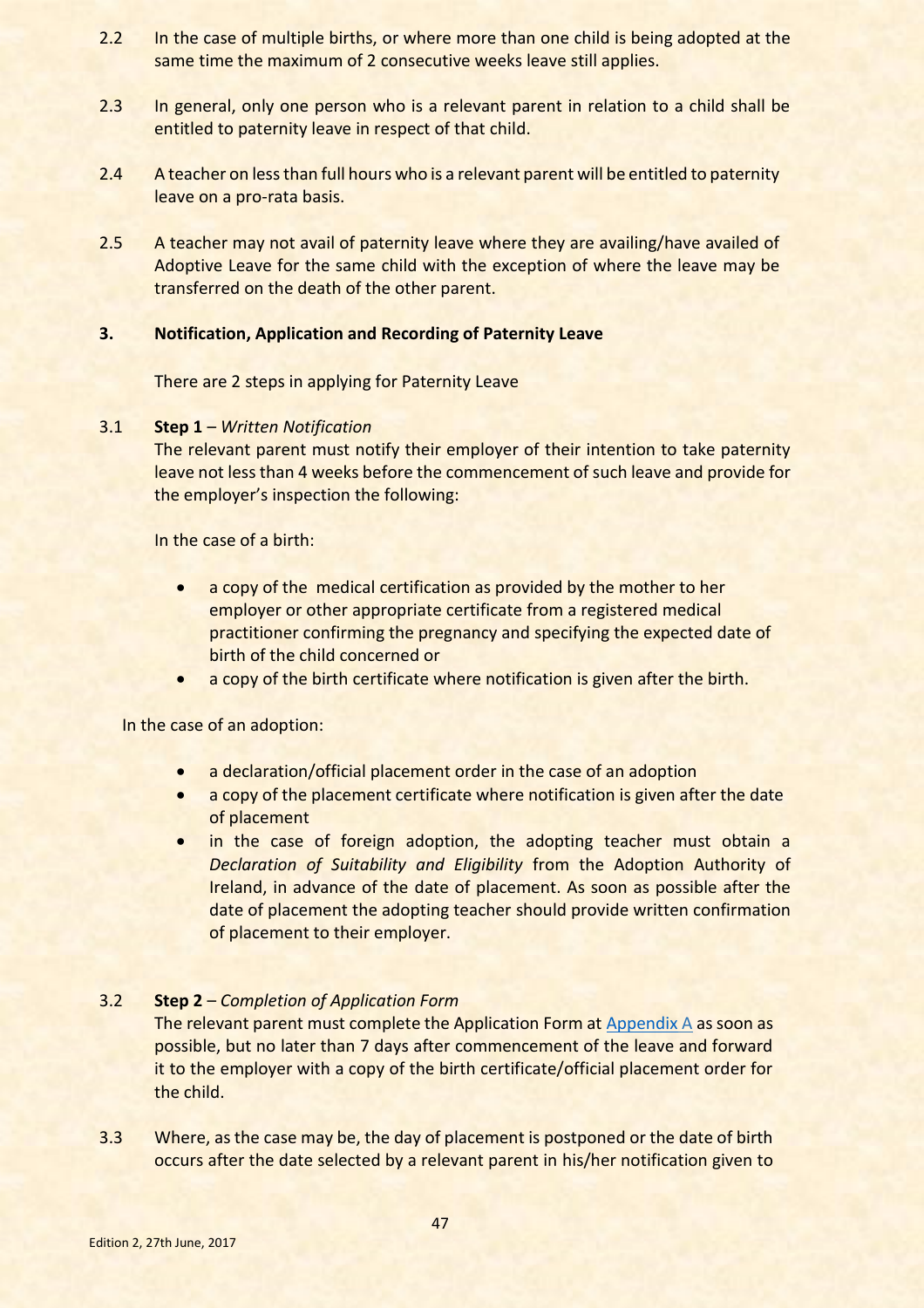2.2 In the case of multiple births, or where more than one child is being adopted at the same time the maximum of 2 consecutive weeks leave still applies.

2.3 In general, only one person who is a relevant parent in relation to a child shall be entitled to paternity leave in respect of that child.

2.4 A teacher on less than full hours who is a relevant parent will be entitled to paternity leave on a pro-rata basis.

2.5 A teacher may not avail of paternity leave where they are availing/have availed of Adoptive Leave for the same child with the exception of where the leave may be transferred on the death of the other parent.

### 3. Notification, Application and Recording of Paternity Leave

There are 2 steps in applying for Paternity Leave

3.1 **Step 1** – *Written Notification*
The relevant parent must notify their employer of their intention to take paternity leave not less than 4 weeks before the commencement of such leave and provide for the employer's inspection the following:

In the case of a birth:

- a copy of the medical certification as provided by the mother to her employer or other appropriate certificate from a registered medical practitioner confirming the pregnancy and specifying the expected date of birth of the child concerned or
- a copy of the birth certificate where notification is given after the birth.

In the case of an adoption:

- a declaration/official placement order in the case of an adoption
- a copy of the placement certificate where notification is given after the date of placement
- in the case of foreign adoption, the adopting teacher must obtain a *Declaration of Suitability and Eligibility* from the Adoption Authority of Ireland, in advance of the date of placement. As soon as possible after the date of placement the adopting teacher should provide written confirmation of placement to their employer.

3.2 **Step 2** – *Completion of Application Form*
The relevant parent must complete the Application Form at Appendix A as soon as possible, but no later than 7 days after commencement of the leave and forward it to the employer with a copy of the birth certificate/official placement order for the child.

3.3 Where, as the case may be, the day of placement is postponed or the date of birth occurs after the date selected by a relevant parent in his/her notification given to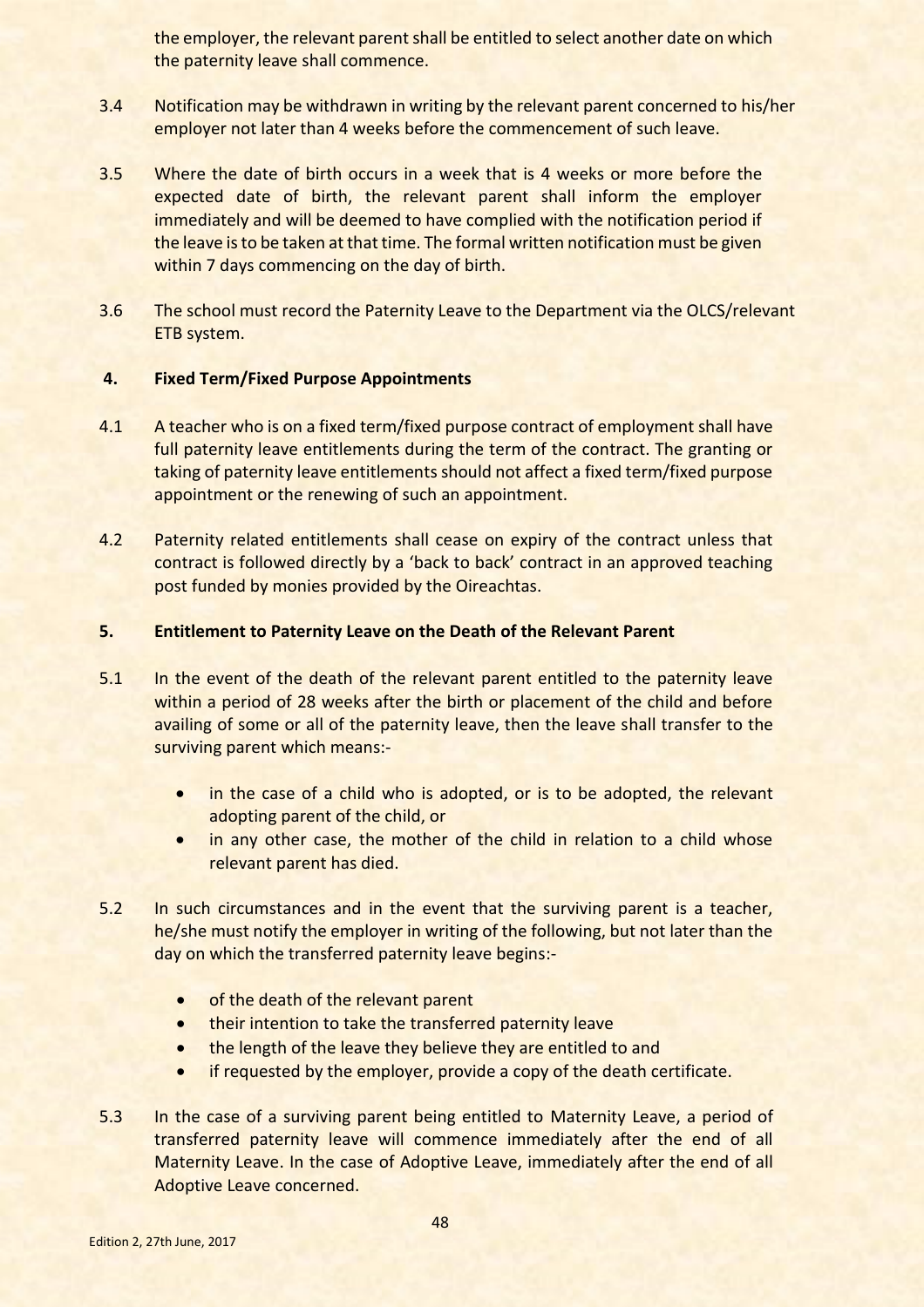the employer, the relevant parent shall be entitled to select another date on which the paternity leave shall commence.

3.4 Notification may be withdrawn in writing by the relevant parent concerned to his/her employer not later than 4 weeks before the commencement of such leave.

3.5 Where the date of birth occurs in a week that is 4 weeks or more before the expected date of birth, the relevant parent shall inform the employer immediately and will be deemed to have complied with the notification period if the leave is to be taken at that time. The formal written notification must be given within 7 days commencing on the day of birth.

3.6 The school must record the Paternity Leave to the Department via the OLCS/relevant ETB system.

## 4. Fixed Term/Fixed Purpose Appointments

4.1 A teacher who is on a fixed term/fixed purpose contract of employment shall have full paternity leave entitlements during the term of the contract. The granting or taking of paternity leave entitlements should not affect a fixed term/fixed purpose appointment or the renewing of such an appointment.

4.2 Paternity related entitlements shall cease on expiry of the contract unless that contract is followed directly by a 'back to back' contract in an approved teaching post funded by monies provided by the Oireachtas.

## 5. Entitlement to Paternity Leave on the Death of the Relevant Parent

5.1 In the event of the death of the relevant parent entitled to the paternity leave within a period of 28 weeks after the birth or placement of the child and before availing of some or all of the paternity leave, then the leave shall transfer to the surviving parent which means:-

- in the case of a child who is adopted, or is to be adopted, the relevant adopting parent of the child, or
- in any other case, the mother of the child in relation to a child whose relevant parent has died.

5.2 In such circumstances and in the event that the surviving parent is a teacher, he/she must notify the employer in writing of the following, but not later than the day on which the transferred paternity leave begins:-

- of the death of the relevant parent
- their intention to take the transferred paternity leave
- the length of the leave they believe they are entitled to and
- if requested by the employer, provide a copy of the death certificate.

5.3 In the case of a surviving parent being entitled to Maternity Leave, a period of transferred paternity leave will commence immediately after the end of all Maternity Leave. In the case of Adoptive Leave, immediately after the end of all Adoptive Leave concerned.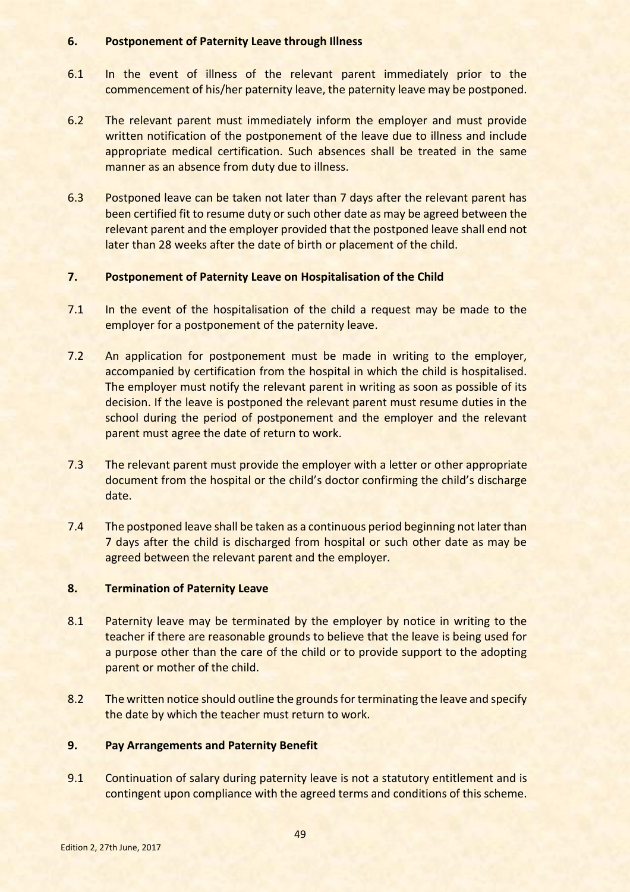## 6. Postponement of Paternity Leave through Illness

6.1 In the event of illness of the relevant parent immediately prior to the commencement of his/her paternity leave, the paternity leave may be postponed.

6.2 The relevant parent must immediately inform the employer and must provide written notification of the postponement of the leave due to illness and include appropriate medical certification. Such absences shall be treated in the same manner as an absence from duty due to illness.

6.3 Postponed leave can be taken not later than 7 days after the relevant parent has been certified fit to resume duty or such other date as may be agreed between the relevant parent and the employer provided that the postponed leave shall end not later than 28 weeks after the date of birth or placement of the child.

## 7. Postponement of Paternity Leave on Hospitalisation of the Child

7.1 In the event of the hospitalisation of the child a request may be made to the employer for a postponement of the paternity leave.

7.2 An application for postponement must be made in writing to the employer, accompanied by certification from the hospital in which the child is hospitalised. The employer must notify the relevant parent in writing as soon as possible of its decision. If the leave is postponed the relevant parent must resume duties in the school during the period of postponement and the employer and the relevant parent must agree the date of return to work.

7.3 The relevant parent must provide the employer with a letter or other appropriate document from the hospital or the child's doctor confirming the child's discharge date.

7.4 The postponed leave shall be taken as a continuous period beginning not later than 7 days after the child is discharged from hospital or such other date as may be agreed between the relevant parent and the employer.

## 8. Termination of Paternity Leave

8.1 Paternity leave may be terminated by the employer by notice in writing to the teacher if there are reasonable grounds to believe that the leave is being used for a purpose other than the care of the child or to provide support to the adopting parent or mother of the child.

8.2 The written notice should outline the grounds for terminating the leave and specify the date by which the teacher must return to work.

## 9. Pay Arrangements and Paternity Benefit

9.1 Continuation of salary during paternity leave is not a statutory entitlement and is contingent upon compliance with the agreed terms and conditions of this scheme.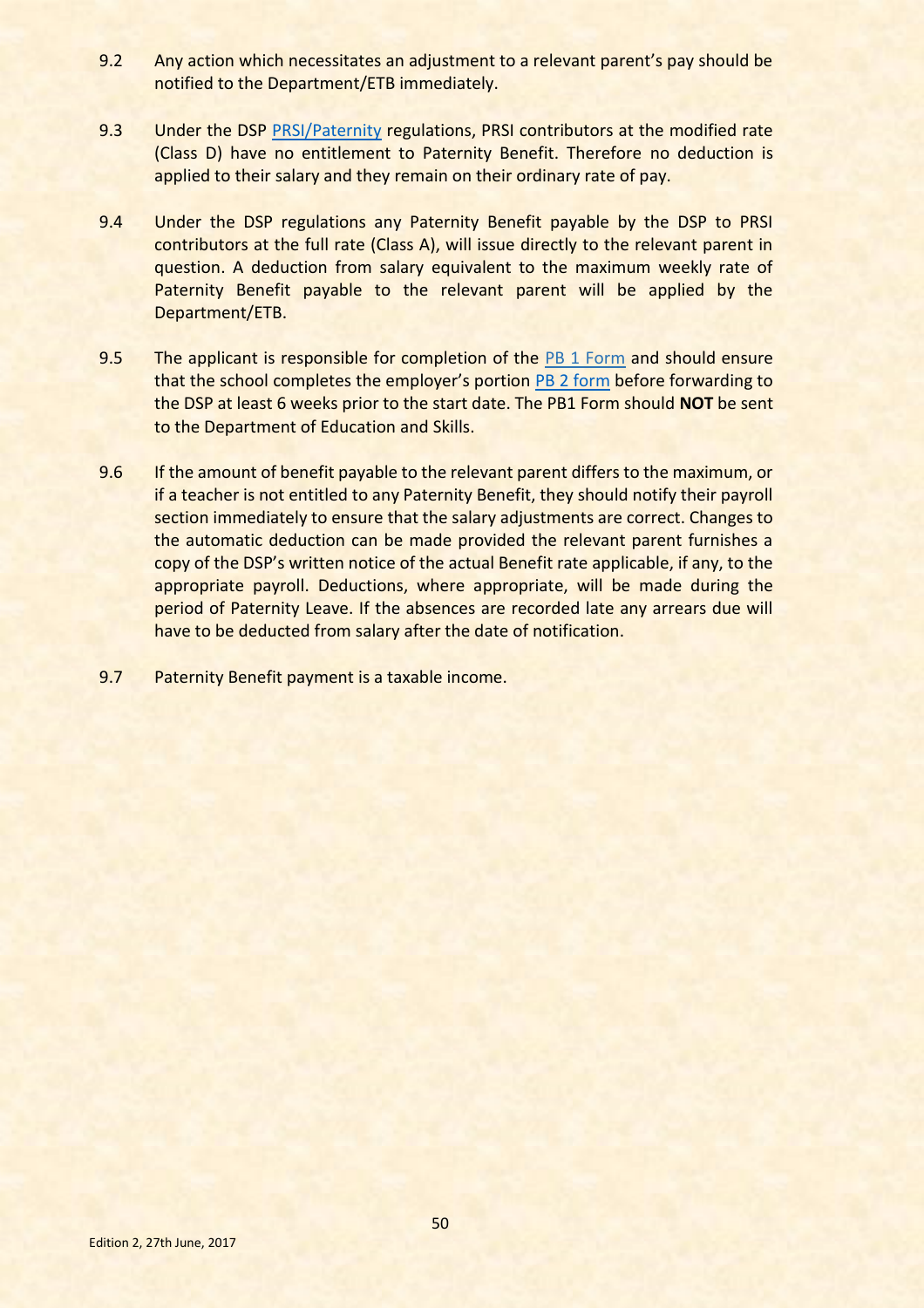9.2 Any action which necessitates an adjustment to a relevant parent's pay should be notified to the Department/ETB immediately.

9.3 Under the DSP PRSI/Paternity regulations, PRSI contributors at the modified rate (Class D) have no entitlement to Paternity Benefit. Therefore no deduction is applied to their salary and they remain on their ordinary rate of pay.

9.4 Under the DSP regulations any Paternity Benefit payable by the DSP to PRSI contributors at the full rate (Class A), will issue directly to the relevant parent in question. A deduction from salary equivalent to the maximum weekly rate of Paternity Benefit payable to the relevant parent will be applied by the Department/ETB.

9.5 The applicant is responsible for completion of the PB 1 Form and should ensure that the school completes the employer's portion PB 2 form before forwarding to the DSP at least 6 weeks prior to the start date. The PB1 Form should **NOT** be sent to the Department of Education and Skills.

9.6 If the amount of benefit payable to the relevant parent differs to the maximum, or if a teacher is not entitled to any Paternity Benefit, they should notify their payroll section immediately to ensure that the salary adjustments are correct. Changes to the automatic deduction can be made provided the relevant parent furnishes a copy of the DSP's written notice of the actual Benefit rate applicable, if any, to the appropriate payroll. Deductions, where appropriate, will be made during the period of Paternity Leave. If the absences are recorded late any arrears due will have to be deducted from salary after the date of notification.

9.7 Paternity Benefit payment is a taxable income.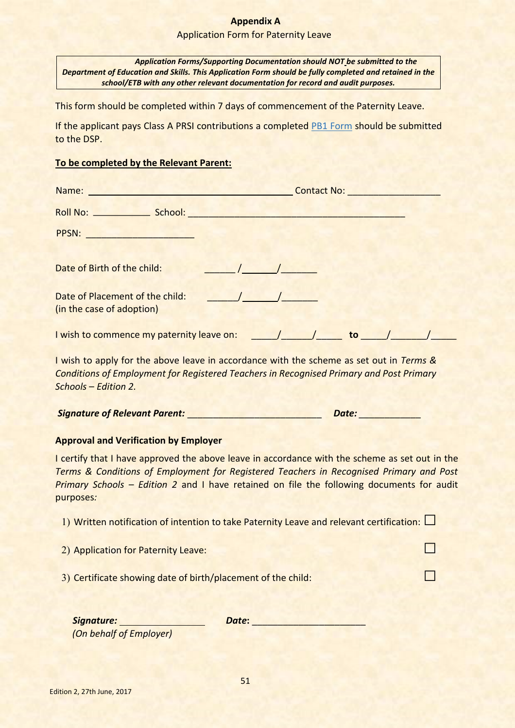## Appendix A

Application Form for Paternity Leave

> ***Application Forms/Supporting Documentation should NOT be submitted to the Department of Education and Skills. This Application Form should be fully completed and retained in the school/ETB with any other relevant documentation for record and audit purposes.***

This form should be completed within 7 days of commencement of the Paternity Leave.

If the applicant pays Class A PRSI contributions a completed PB1 Form should be submitted to the DSP.

**To be completed by the Relevant Parent:**

Name: ________________________________ Contact No: ________________

Roll No: ___________ School: ________________________________________

PPSN: ____________________

Date of Birth of the child: ______/______/______

Date of Placement of the child: ______/______/______
(in the case of adoption)

I wish to commence my paternity leave on: _____/______/_____ **to** _____/______/_____

I wish to apply for the above leave in accordance with the scheme as set out in *Terms & Conditions of Employment for Registered Teachers in Recognised Primary and Post Primary Schools – Edition 2.*

***Signature of Relevant Parent:*** _________________________ ***Date:*** ___________

**Approval and Verification by Employer**

I certify that I have approved the above leave in accordance with the scheme as set out in the *Terms & Conditions of Employment for Registered Teachers in Recognised Primary and Post Primary Schools – Edition 2* and I have retained on file the following documents for audit purposes:

1) Written notification of intention to take Paternity Leave and relevant certification: ☐

2) Application for Paternity Leave: ☐

3) Certificate showing date of birth/placement of the child: ☐

***Signature:*** ________________ ***Date:*** ____________________
*(On behalf of Employer)*

Edition 2, 27th June, 2017